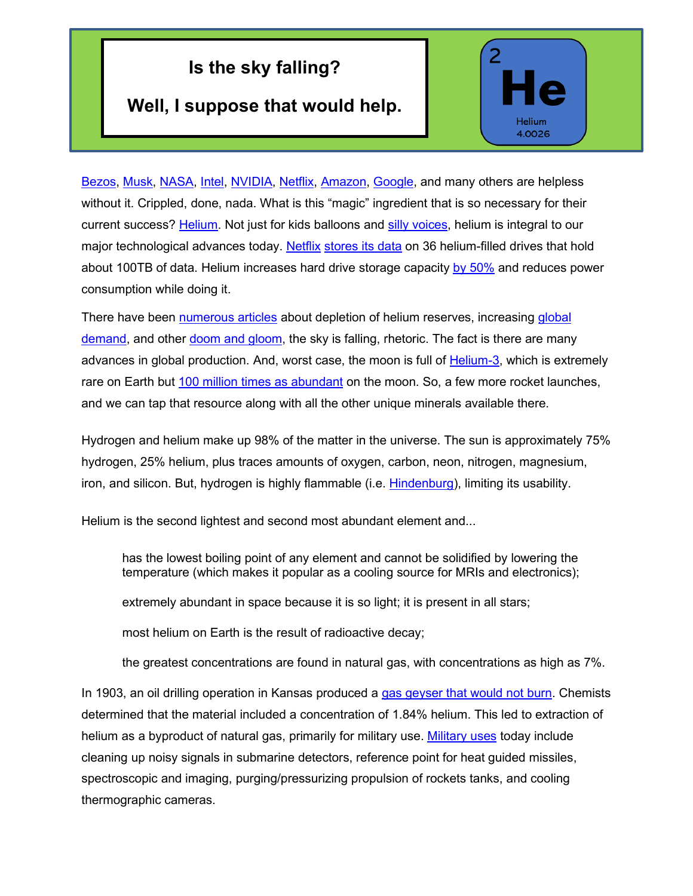# Is the sky falling?

## Well, I suppose that would help.

2
**He**
Helium
4.0026

Bezos, Musk, NASA, Intel, NVIDIA, Netflix, Amazon, Google, and many others are helpless without it. Crippled, done, nada. What is this “magic” ingredient that is so necessary for their current success? Helium. Not just for kids balloons and silly voices, helium is integral to our major technological advances today. Netflix stores its data on 36 helium-filled drives that hold about 100TB of data. Helium increases hard drive storage capacity by 50% and reduces power consumption while doing it.

There have been numerous articles about depletion of helium reserves, increasing global demand, and other doom and gloom, the sky is falling, rhetoric. The fact is there are many advances in global production. And, worst case, the moon is full of Helium-3, which is extremely rare on Earth but 100 million times as abundant on the moon. So, a few more rocket launches, and we can tap that resource along with all the other unique minerals available there.

Hydrogen and helium make up 98% of the matter in the universe. The sun is approximately 75% hydrogen, 25% helium, plus traces amounts of oxygen, carbon, neon, nitrogen, magnesium, iron, and silicon. But, hydrogen is highly flammable (i.e. Hindenburg), limiting its usability.

Helium is the second lightest and second most abundant element and...

> has the lowest boiling point of any element and cannot be solidified by lowering the temperature (which makes it popular as a cooling source for MRIs and electronics);
>
> extremely abundant in space because it is so light; it is present in all stars;
>
> most helium on Earth is the result of radioactive decay;
>
> the greatest concentrations are found in natural gas, with concentrations as high as 7%.

In 1903, an oil drilling operation in Kansas produced a gas geyser that would not burn. Chemists determined that the material included a concentration of 1.84% helium. This led to extraction of helium as a byproduct of natural gas, primarily for military use. Military uses today include cleaning up noisy signals in submarine detectors, reference point for heat guided missiles, spectroscopic and imaging, purging/pressurizing propulsion of rockets tanks, and cooling thermographic cameras.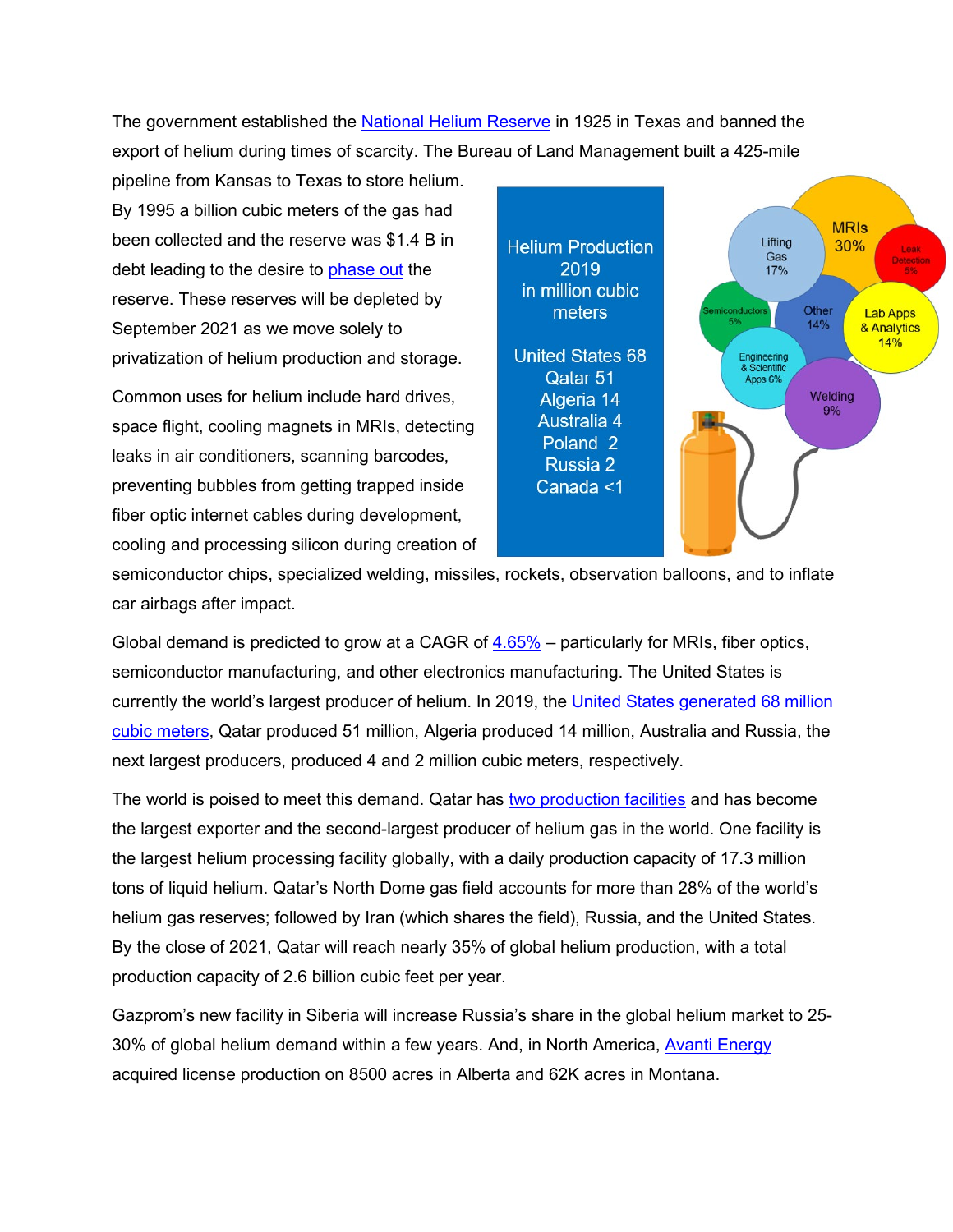The government established the National Helium Reserve in 1925 in Texas and banned the export of helium during times of scarcity. The Bureau of Land Management built a 425-mile pipeline from Kansas to Texas to store helium. By 1995 a billion cubic meters of the gas had been collected and the reserve was $1.4 B in debt leading to the desire to phase out the reserve. These reserves will be depleted by September 2021 as we move solely to privatization of helium production and storage.

Common uses for helium include hard drives, space flight, cooling magnets in MRIs, detecting leaks in air conditioners, scanning barcodes, preventing bubbles from getting trapped inside fiber optic internet cables during development, cooling and processing silicon during creation of semiconductor chips, specialized welding, missiles, rockets, observation balloons, and to inflate car airbags after impact.

**Helium Production 2019 in million cubic meters**

United States 68
Qatar 51
Algeria 14
Australia 4
Poland 2
Russia 2
Canada <1

MRIs 30%
Lifting Gas 17%
Leak Detection 5%
Semiconductors 5%
Other 14%
Lab Apps & Analytics 14%
Engineering & Scientific Apps 6%
Welding 9%

Global demand is predicted to grow at a CAGR of 4.65% – particularly for MRIs, fiber optics, semiconductor manufacturing, and other electronics manufacturing. The United States is currently the world's largest producer of helium. In 2019, the United States generated 68 million cubic meters, Qatar produced 51 million, Algeria produced 14 million, Australia and Russia, the next largest producers, produced 4 and 2 million cubic meters, respectively.

The world is poised to meet this demand. Qatar has two production facilities and has become the largest exporter and the second-largest producer of helium gas in the world. One facility is the largest helium processing facility globally, with a daily production capacity of 17.3 million tons of liquid helium. Qatar's North Dome gas field accounts for more than 28% of the world's helium gas reserves; followed by Iran (which shares the field), Russia, and the United States. By the close of 2021, Qatar will reach nearly 35% of global helium production, with a total production capacity of 2.6 billion cubic feet per year.

Gazprom's new facility in Siberia will increase Russia's share in the global helium market to 25-30% of global helium demand within a few years. And, in North America, Avanti Energy acquired license production on 8500 acres in Alberta and 62K acres in Montana.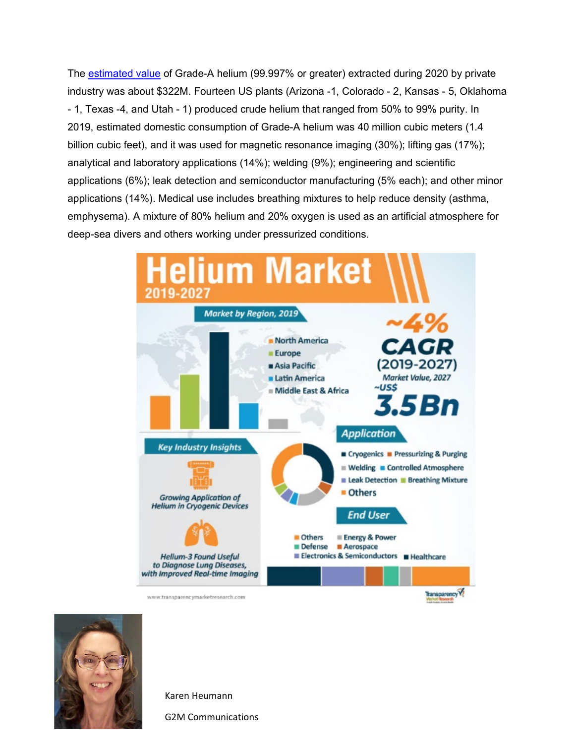The [estimated value]() of Grade-A helium (99.997% or greater) extracted during 2020 by private industry was about $322M. Fourteen US plants (Arizona -1, Colorado - 2, Kansas - 5, Oklahoma - 1, Texas -4, and Utah - 1) produced crude helium that ranged from 50% to 99% purity. In 2019, estimated domestic consumption of Grade-A helium was 40 million cubic meters (1.4 billion cubic feet), and it was used for magnetic resonance imaging (30%); lifting gas (17%); analytical and laboratory applications (14%); welding (9%); engineering and scientific applications (6%); leak detection and semiconductor manufacturing (5% each); and other minor applications (14%). Medical use includes breathing mixtures to help reduce density (asthma, emphysema). A mixture of 80% helium and 20% oxygen is used as an artificial atmosphere for deep-sea divers and others working under pressurized conditions.

Helium Market
2019-2027

Market by Region, 2019

North America
Europe
Asia Pacific
Latin America
Middle East & Africa

~4% CAGR (2019-2027)

Market Value, 2027
~US$ 3.5Bn

Application

Cryogenics
Pressurizing & Purging
Welding
Controlled Atmosphere
Leak Detection
Breathing Mixture
Others

Key Industry Insights

Growing Application of Helium in Cryogenic Devices

Helium-3 Found Useful to Diagnose Lung Diseases, with Improved Real-time Imaging

End User

Others
Energy & Power
Defense
Aerospace
Electronics & Semiconductors
Healthcare

www.transparencymarketresearch.com

Transparency Market Research

Karen Heumann

G2M Communications